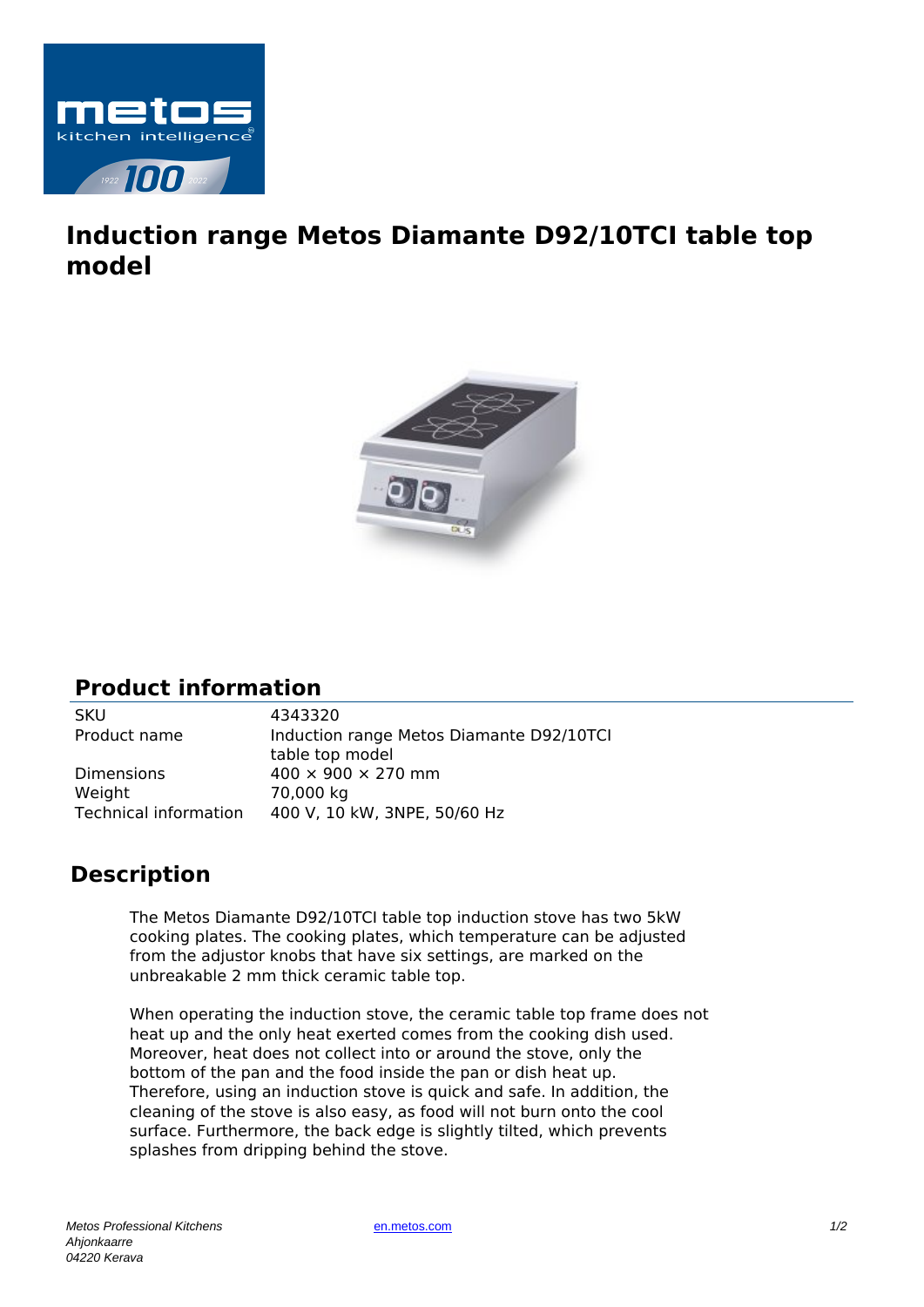# Induction range Metos Diamante D92/10TCI table top model

## Product information

| | |
|---|---|
| SKU | 4343320 |
| Product name | Induction range Metos Diamante D92/10TCI table top model |
| Dimensions | 400 × 900 × 270 mm |
| Weight | 70,000 kg |
| Technical information | 400 V, 10 kW, 3NPE, 50/60 Hz |

## Description

The Metos Diamante D92/10TCI table top induction stove has two 5kW cooking plates. The cooking plates, which temperature can be adjusted from the adjustor knobs that have six settings, are marked on the unbreakable 2 mm thick ceramic table top.

When operating the induction stove, the ceramic table top frame does not heat up and the only heat exerted comes from the cooking dish used. Moreover, heat does not collect into or around the stove, only the bottom of the pan and the food inside the pan or dish heat up. Therefore, using an induction stove is quick and safe. In addition, the cleaning of the stove is also easy, as food will not burn onto the cool surface. Furthermore, the back edge is slightly tilted, which prevents splashes from dripping behind the stove.

*Metos Professional Kitchens*
*Ahjonkaarre*
*04220 Kerava*

en.metos.com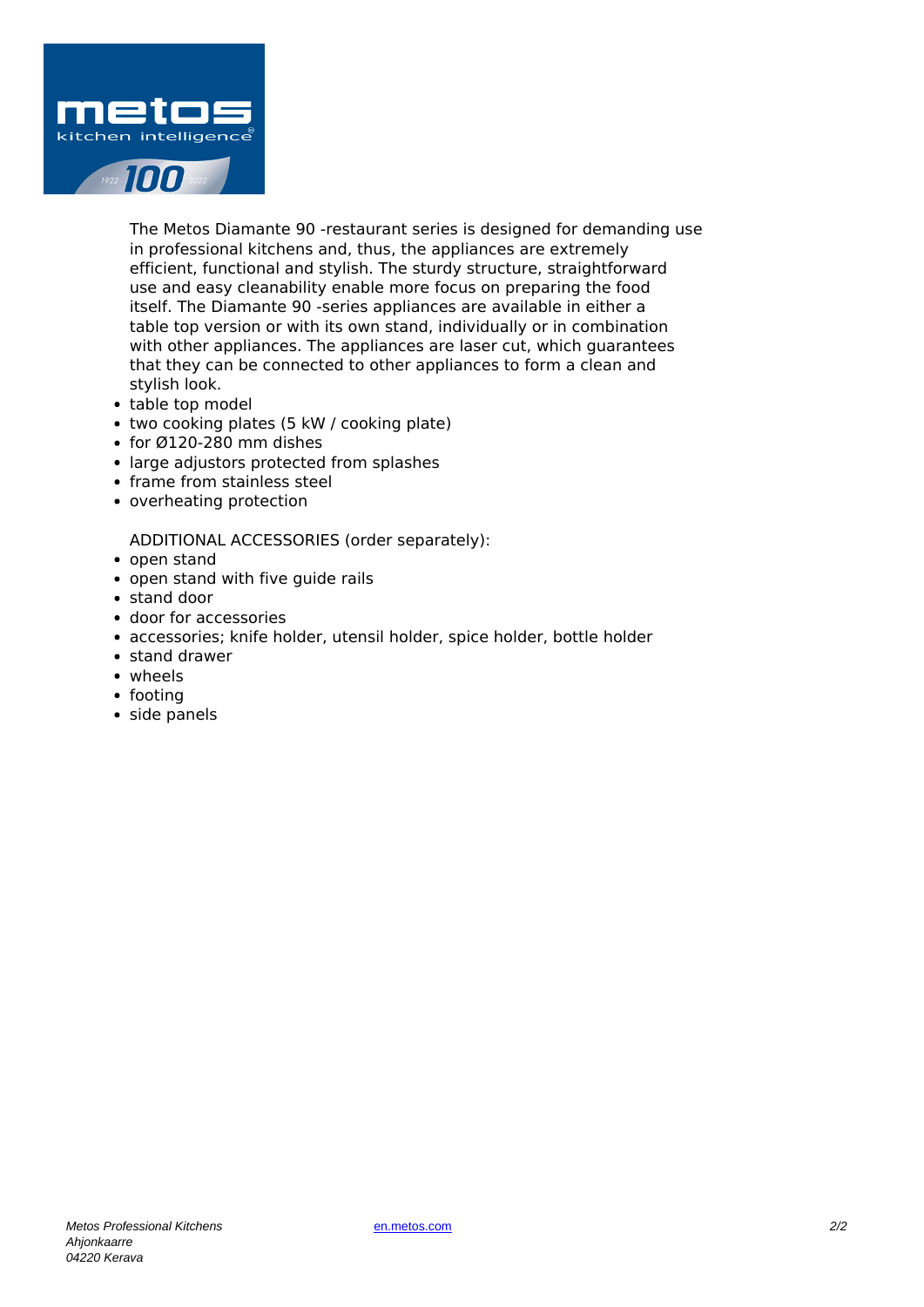The Metos Diamante 90 -restaurant series is designed for demanding use in professional kitchens and, thus, the appliances are extremely efficient, functional and stylish. The sturdy structure, straightforward use and easy cleanability enable more focus on preparing the food itself. The Diamante 90 -series appliances are available in either a table top version or with its own stand, individually or in combination with other appliances. The appliances are laser cut, which guarantees that they can be connected to other appliances to form a clean and stylish look.

- table top model
- two cooking plates (5 kW / cooking plate)
- for Ø120-280 mm dishes
- large adjustors protected from splashes
- frame from stainless steel
- overheating protection

ADDITIONAL ACCESSORIES (order separately):

- open stand
- open stand with five guide rails
- stand door
- door for accessories
- accessories; knife holder, utensil holder, spice holder, bottle holder
- stand drawer
- wheels
- footing
- side panels